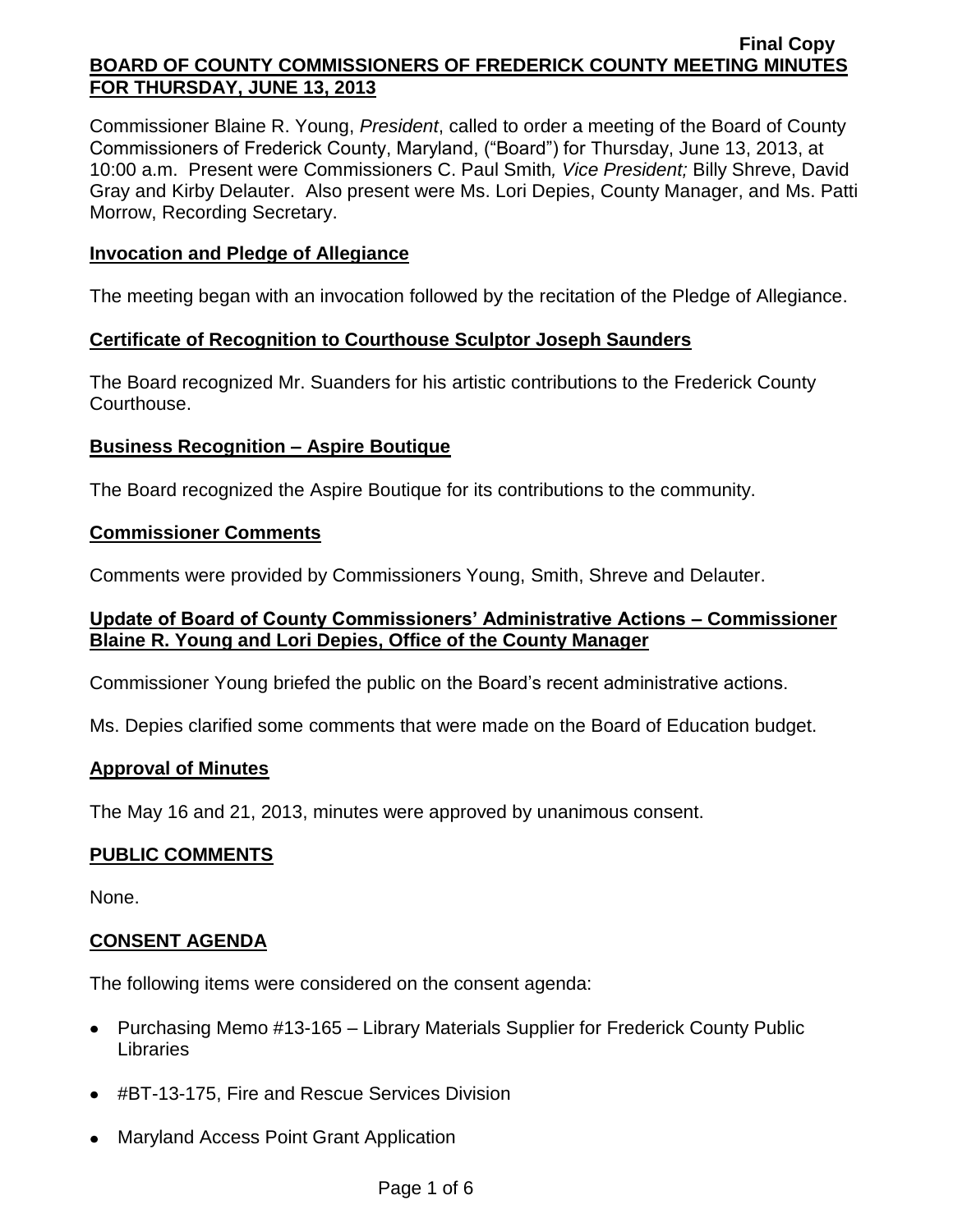Final Copy

# BOARD OF COUNTY COMMISSIONERS OF FREDERICK COUNTY MEETING MINUTES FOR THURSDAY, JUNE 13, 2013

Commissioner Blaine R. Young, *President*, called to order a meeting of the Board of County Commissioners of Frederick County, Maryland, ("Board") for Thursday, June 13, 2013, at 10:00 a.m. Present were Commissioners C. Paul Smith*, Vice President;* Billy Shreve, David Gray and Kirby Delauter. Also present were Ms. Lori Depies, County Manager, and Ms. Patti Morrow, Recording Secretary.

## Invocation and Pledge of Allegiance

The meeting began with an invocation followed by the recitation of the Pledge of Allegiance.

## Certificate of Recognition to Courthouse Sculptor Joseph Saunders

The Board recognized Mr. Suanders for his artistic contributions to the Frederick County Courthouse.

## Business Recognition – Aspire Boutique

The Board recognized the Aspire Boutique for its contributions to the community.

## Commissioner Comments

Comments were provided by Commissioners Young, Smith, Shreve and Delauter.

## Update of Board of County Commissioners' Administrative Actions – Commissioner Blaine R. Young and Lori Depies, Office of the County Manager

Commissioner Young briefed the public on the Board's recent administrative actions.

Ms. Depies clarified some comments that were made on the Board of Education budget.

## Approval of Minutes

The May 16 and 21, 2013, minutes were approved by unanimous consent.

## PUBLIC COMMENTS

None.

## CONSENT AGENDA

The following items were considered on the consent agenda:

- Purchasing Memo #13-165 – Library Materials Supplier for Frederick County Public Libraries
- #BT-13-175, Fire and Rescue Services Division
- Maryland Access Point Grant Application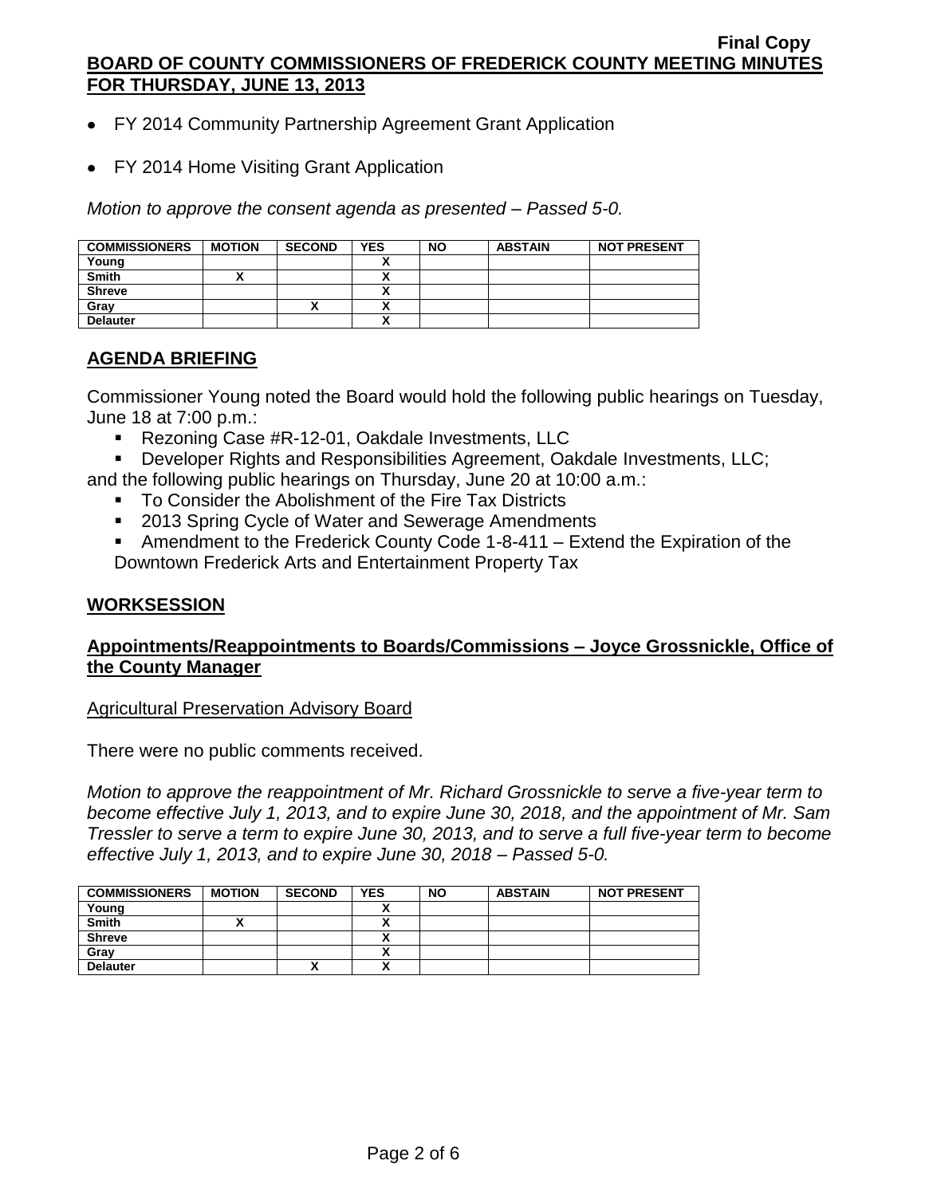- FY 2014 Community Partnership Agreement Grant Application
- FY 2014 Home Visiting Grant Application

*Motion to approve the consent agenda as presented – Passed 5-0.*

| COMMISSIONERS | MOTION | SECOND | YES | NO | ABSTAIN | NOT PRESENT |
|---|---|---|---|---|---|---|
| Young | | | X | | | |
| Smith | X | | X | | | |
| Shreve | | | X | | | |
| Gray | | X | X | | | |
| Delauter | | | X | | | |

## AGENDA BRIEFING

Commissioner Young noted the Board would hold the following public hearings on Tuesday, June 18 at 7:00 p.m.:

- Rezoning Case #R-12-01, Oakdale Investments, LLC
- Developer Rights and Responsibilities Agreement, Oakdale Investments, LLC;

and the following public hearings on Thursday, June 20 at 10:00 a.m.:

- To Consider the Abolishment of the Fire Tax Districts
- 2013 Spring Cycle of Water and Sewerage Amendments
- Amendment to the Frederick County Code 1-8-411 – Extend the Expiration of the Downtown Frederick Arts and Entertainment Property Tax

## WORKSESSION

### Appointments/Reappointments to Boards/Commissions – Joyce Grossnickle, Office of the County Manager

Agricultural Preservation Advisory Board

There were no public comments received.

*Motion to approve the reappointment of Mr. Richard Grossnickle to serve a five-year term to become effective July 1, 2013, and to expire June 30, 2018, and the appointment of Mr. Sam Tressler to serve a term to expire June 30, 2013, and to serve a full five-year term to become effective July 1, 2013, and to expire June 30, 2018 – Passed 5-0.*

| COMMISSIONERS | MOTION | SECOND | YES | NO | ABSTAIN | NOT PRESENT |
|---|---|---|---|---|---|---|
| Young | | | X | | | |
| Smith | X | | X | | | |
| Shreve | | | X | | | |
| Gray | | | X | | | |
| Delauter | | X | X | | | |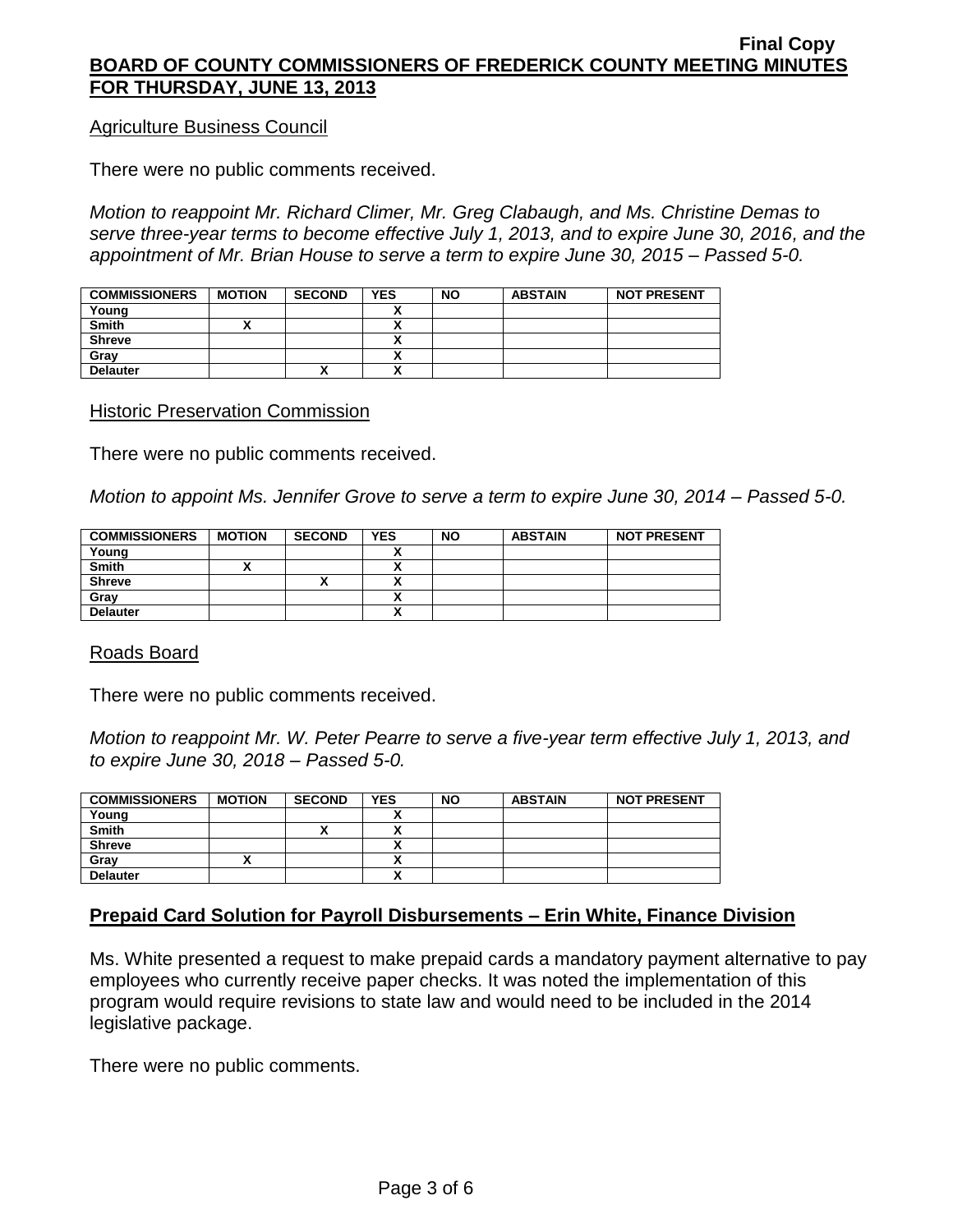Agriculture Business Council

There were no public comments received.

*Motion to reappoint Mr. Richard Climer, Mr. Greg Clabaugh, and Ms. Christine Demas to serve three-year terms to become effective July 1, 2013, and to expire June 30, 2016, and the appointment of Mr. Brian House to serve a term to expire June 30, 2015 – Passed 5-0.*

| COMMISSIONERS | MOTION | SECOND | YES | NO | ABSTAIN | NOT PRESENT |
|---|---|---|---|---|---|---|
| Young | | | X | | | |
| Smith | X | | X | | | |
| Shreve | | | X | | | |
| Gray | | | X | | | |
| Delauter | | X | X | | | |

Historic Preservation Commission

There were no public comments received.

*Motion to appoint Ms. Jennifer Grove to serve a term to expire June 30, 2014 – Passed 5-0.*

| COMMISSIONERS | MOTION | SECOND | YES | NO | ABSTAIN | NOT PRESENT |
|---|---|---|---|---|---|---|
| Young | | | X | | | |
| Smith | X | | X | | | |
| Shreve | | X | X | | | |
| Gray | | | X | | | |
| Delauter | | | X | | | |

Roads Board

There were no public comments received.

*Motion to reappoint Mr. W. Peter Pearre to serve a five-year term effective July 1, 2013, and to expire June 30, 2018 – Passed 5-0.*

| COMMISSIONERS | MOTION | SECOND | YES | NO | ABSTAIN | NOT PRESENT |
|---|---|---|---|---|---|---|
| Young | | | X | | | |
| Smith | | X | X | | | |
| Shreve | | | X | | | |
| Gray | X | | X | | | |
| Delauter | | | X | | | |

**Prepaid Card Solution for Payroll Disbursements – Erin White, Finance Division**

Ms. White presented a request to make prepaid cards a mandatory payment alternative to pay employees who currently receive paper checks. It was noted the implementation of this program would require revisions to state law and would need to be included in the 2014 legislative package.

There were no public comments.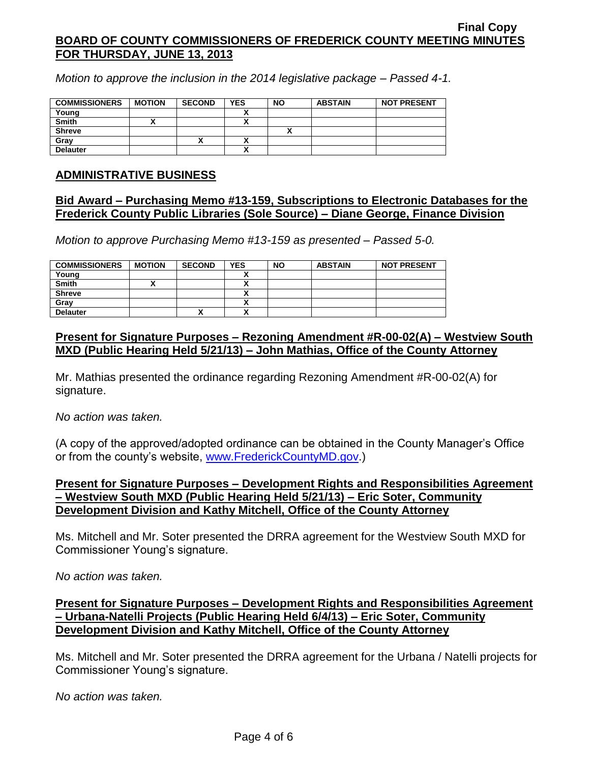*Motion to approve the inclusion in the 2014 legislative package – Passed 4-1.*

| COMMISSIONERS | MOTION | SECOND | YES | NO | ABSTAIN | NOT PRESENT |
|---|---|---|---|---|---|---|
| Young | | | X | | | |
| Smith | X | | X | | | |
| Shreve | | | | X | | |
| Gray | | X | X | | | |
| Delauter | | | X | | | |

## ADMINISTRATIVE BUSINESS

### Bid Award – Purchasing Memo #13-159, Subscriptions to Electronic Databases for the Frederick County Public Libraries (Sole Source) – Diane George, Finance Division

*Motion to approve Purchasing Memo #13-159 as presented – Passed 5-0.*

| COMMISSIONERS | MOTION | SECOND | YES | NO | ABSTAIN | NOT PRESENT |
|---|---|---|---|---|---|---|
| Young | | | X | | | |
| Smith | X | | X | | | |
| Shreve | | | X | | | |
| Gray | | | X | | | |
| Delauter | | X | X | | | |

### Present for Signature Purposes – Rezoning Amendment #R-00-02(A) – Westview South MXD (Public Hearing Held 5/21/13) – John Mathias, Office of the County Attorney

Mr. Mathias presented the ordinance regarding Rezoning Amendment #R-00-02(A) for signature.

*No action was taken.*

(A copy of the approved/adopted ordinance can be obtained in the County Manager's Office or from the county's website, www.FrederickCountyMD.gov.)

### Present for Signature Purposes – Development Rights and Responsibilities Agreement – Westview South MXD (Public Hearing Held 5/21/13) – Eric Soter, Community Development Division and Kathy Mitchell, Office of the County Attorney

Ms. Mitchell and Mr. Soter presented the DRRA agreement for the Westview South MXD for Commissioner Young's signature.

*No action was taken.*

### Present for Signature Purposes – Development Rights and Responsibilities Agreement – Urbana-Natelli Projects (Public Hearing Held 6/4/13) – Eric Soter, Community Development Division and Kathy Mitchell, Office of the County Attorney

Ms. Mitchell and Mr. Soter presented the DRRA agreement for the Urbana / Natelli projects for Commissioner Young's signature.

*No action was taken.*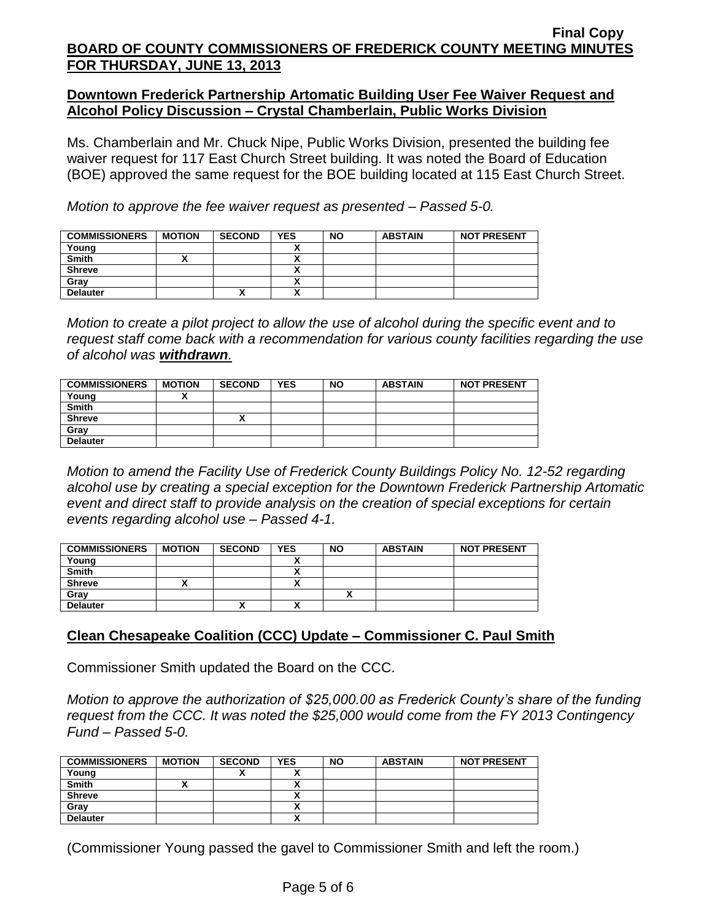**Final Copy**

**BOARD OF COUNTY COMMISSIONERS OF FREDERICK COUNTY MEETING MINUTES FOR THURSDAY, JUNE 13, 2013**

## Downtown Frederick Partnership Artomatic Building User Fee Waiver Request and Alcohol Policy Discussion – Crystal Chamberlain, Public Works Division

Ms. Chamberlain and Mr. Chuck Nipe, Public Works Division, presented the building fee waiver request for 117 East Church Street building. It was noted the Board of Education (BOE) approved the same request for the BOE building located at 115 East Church Street.

*Motion to approve the fee waiver request as presented – Passed 5-0.*

| COMMISSIONERS | MOTION | SECOND | YES | NO | ABSTAIN | NOT PRESENT |
|---|---|---|---|---|---|---|
| Young | | | X | | | |
| Smith | X | | X | | | |
| Shreve | | | X | | | |
| Gray | | | X | | | |
| Delauter | | X | X | | | |

*Motion to create a pilot project to allow the use of alcohol during the specific event and to request staff come back with a recommendation for various county facilities regarding the use of alcohol was **withdrawn**.*

| COMMISSIONERS | MOTION | SECOND | YES | NO | ABSTAIN | NOT PRESENT |
|---|---|---|---|---|---|---|
| Young | X | | | | | |
| Smith | | | | | | |
| Shreve | | X | | | | |
| Gray | | | | | | |
| Delauter | | | | | | |

*Motion to amend the Facility Use of Frederick County Buildings Policy No. 12-52 regarding alcohol use by creating a special exception for the Downtown Frederick Partnership Artomatic event and direct staff to provide analysis on the creation of special exceptions for certain events regarding alcohol use – Passed 4-1.*

| COMMISSIONERS | MOTION | SECOND | YES | NO | ABSTAIN | NOT PRESENT |
|---|---|---|---|---|---|---|
| Young | | | X | | | |
| Smith | | | X | | | |
| Shreve | X | | X | | | |
| Gray | | | | X | | |
| Delauter | | X | X | | | |

## Clean Chesapeake Coalition (CCC) Update – Commissioner C. Paul Smith

Commissioner Smith updated the Board on the CCC.

*Motion to approve the authorization of $25,000.00 as Frederick County's share of the funding request from the CCC. It was noted the $25,000 would come from the FY 2013 Contingency Fund – Passed 5-0.*

| COMMISSIONERS | MOTION | SECOND | YES | NO | ABSTAIN | NOT PRESENT |
|---|---|---|---|---|---|---|
| Young | | X | X | | | |
| Smith | X | | X | | | |
| Shreve | | | X | | | |
| Gray | | | X | | | |
| Delauter | | | X | | | |

(Commissioner Young passed the gavel to Commissioner Smith and left the room.)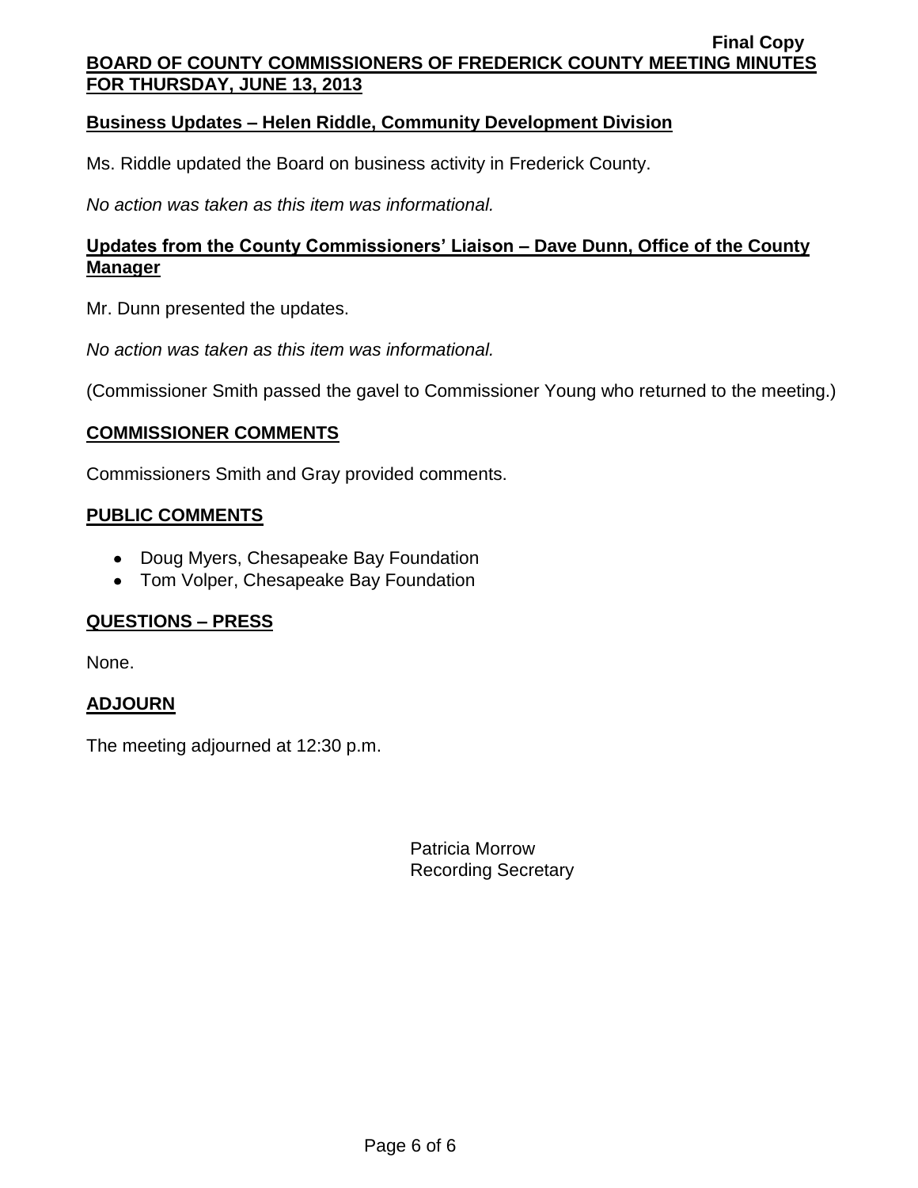## Business Updates – Helen Riddle, Community Development Division

Ms. Riddle updated the Board on business activity in Frederick County.

*No action was taken as this item was informational.*

## Updates from the County Commissioners' Liaison – Dave Dunn, Office of the County Manager

Mr. Dunn presented the updates.

*No action was taken as this item was informational.*

(Commissioner Smith passed the gavel to Commissioner Young who returned to the meeting.)

## COMMISSIONER COMMENTS

Commissioners Smith and Gray provided comments.

## PUBLIC COMMENTS

- Doug Myers, Chesapeake Bay Foundation
- Tom Volper, Chesapeake Bay Foundation

## QUESTIONS – PRESS

None.

## ADJOURN

The meeting adjourned at 12:30 p.m.

Patricia Morrow
Recording Secretary